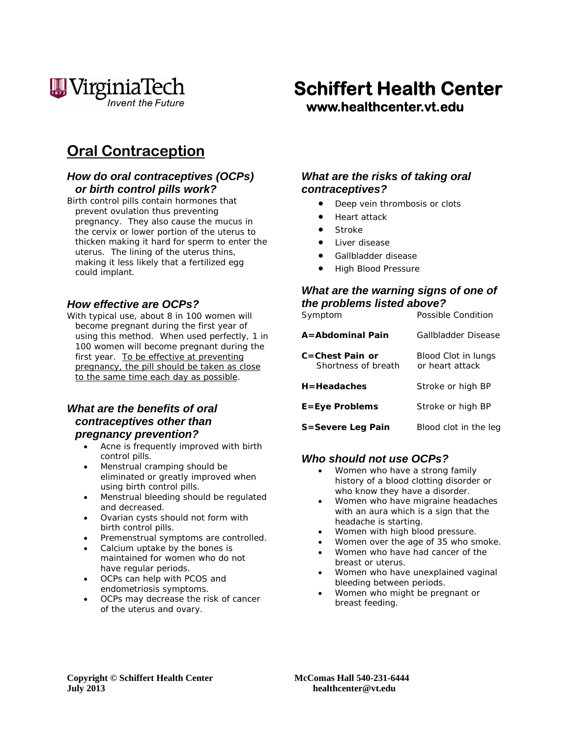Virginia Tech — Invent the Future

# Schiffert Health Center

**www.healthcenter.vt.edu**

## Oral Contraception

### *How do oral contraceptives (OCPs) or birth control pills work?*

Birth control pills contain hormones that prevent ovulation thus preventing pregnancy. They also cause the mucus in the cervix or lower portion of the uterus to thicken making it hard for sperm to enter the uterus. The lining of the uterus thins, making it less likely that a fertilized egg could implant.

### *How effective are OCPs?*

With typical use, about 8 in 100 women will become pregnant during the first year of using this method. When used perfectly, 1 in 100 women will become pregnant during the first year. <u>To be effective at preventing pregnancy, the pill should be taken as close to the same time each day as possible</u>.

### *What are the benefits of oral contraceptives other than pregnancy prevention?*

- Acne is frequently improved with birth control pills.
- Menstrual cramping should be eliminated or greatly improved when using birth control pills.
- Menstrual bleeding should be regulated and decreased.
- Ovarian cysts should not form with birth control pills.
- Premenstrual symptoms are controlled.
- Calcium uptake by the bones is maintained for women who do not have regular periods.
- OCPs can help with PCOS and endometriosis symptoms.
- OCPs may decrease the risk of cancer of the uterus and ovary.

### *What are the risks of taking oral contraceptives?*

- Deep vein thrombosis or clots
- Heart attack
- Stroke
- Liver disease
- Gallbladder disease
- High Blood Pressure

### *What are the warning signs of one of the problems listed above?*

| Symptom | Possible Condition |
|---|---|
| **A=Abdominal Pain** | Gallbladder Disease |
| **C=Chest Pain or** Shortness of breath | Blood Clot in lungs or heart attack |
| **H=Headaches** | Stroke or high BP |
| **E=Eye Problems** | Stroke or high BP |
| **S=Severe Leg Pain** | Blood clot in the leg |

### *Who should not use OCPs?*

- Women who have a strong family history of a blood clotting disorder or who know they have a disorder.
- Women who have migraine headaches with an aura which is a sign that the headache is starting.
- Women with high blood pressure.
- Women over the age of 35 who smoke.
- Women who have had cancer of the breast or uterus.
- Women who have unexplained vaginal bleeding between periods.
- Women who might be pregnant or breast feeding.

**Copyright © Schiffert Health Center**
**July 2013**

**McComas Hall 540-231-6444**
**healthcenter@vt.edu**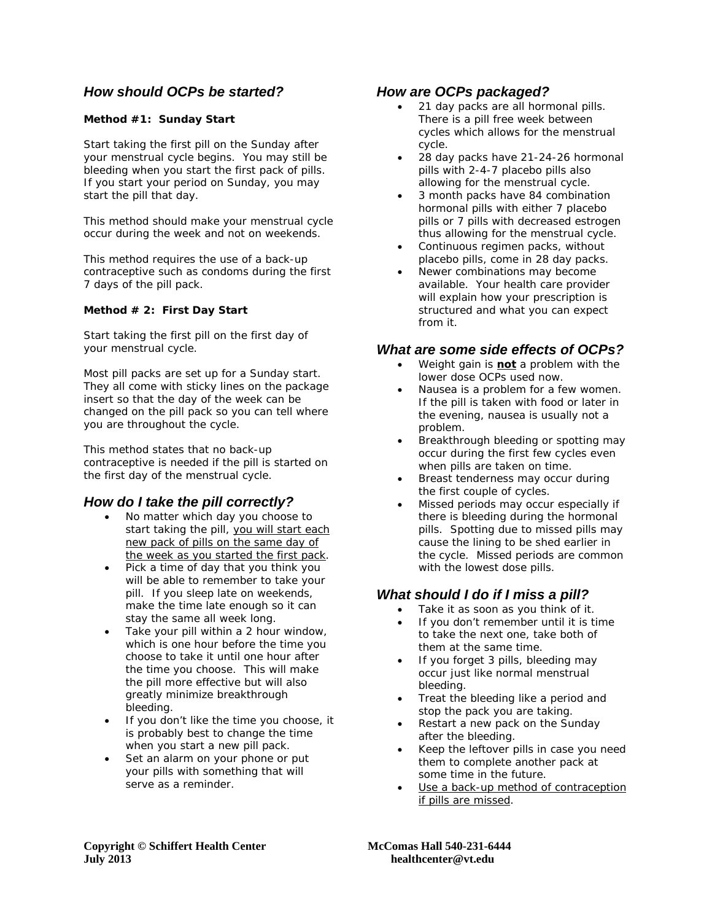## *How should OCPs be started?*

**Method #1: Sunday Start**

Start taking the first pill on the Sunday after your menstrual cycle begins. You may still be bleeding when you start the first pack of pills. If you start your period on Sunday, you may start the pill that day.

This method should make your menstrual cycle occur during the week and not on weekends.

This method requires the use of a back-up contraceptive such as condoms during the first 7 days of the pill pack.

**Method # 2: First Day Start**

Start taking the first pill on the first day of your menstrual cycle.

Most pill packs are set up for a Sunday start. They all come with sticky lines on the package insert so that the day of the week can be changed on the pill pack so you can tell where you are throughout the cycle.

This method states that no back-up contraceptive is needed if the pill is started on the first day of the menstrual cycle.

## *How do I take the pill correctly?*

- No matter which day you choose to start taking the pill, <u>you will start each new pack of pills on the same day of the week as you started the first pack</u>.
- Pick a time of day that you think you will be able to remember to take your pill. If you sleep late on weekends, make the time late enough so it can stay the same all week long.
- Take your pill within a 2 hour window, which is one hour before the time you choose to take it until one hour after the time you choose. This will make the pill more effective but will also greatly minimize breakthrough bleeding.
- If you don't like the time you choose, it is probably best to change the time when you start a new pill pack.
- Set an alarm on your phone or put your pills with something that will serve as a reminder.

## *How are OCPs packaged?*

- 21 day packs are all hormonal pills. There is a pill free week between cycles which allows for the menstrual cycle.
- 28 day packs have 21-24-26 hormonal pills with 2-4-7 placebo pills also allowing for the menstrual cycle.
- 3 month packs have 84 combination hormonal pills with either 7 placebo pills or 7 pills with decreased estrogen thus allowing for the menstrual cycle.
- Continuous regimen packs, without placebo pills, come in 28 day packs.
- Newer combinations may become available. Your health care provider will explain how your prescription is structured and what you can expect from it.

## *What are some side effects of OCPs?*

- Weight gain is <u>**not**</u> a problem with the lower dose OCPs used now.
- Nausea is a problem for a few women. If the pill is taken with food or later in the evening, nausea is usually not a problem.
- Breakthrough bleeding or spotting may occur during the first few cycles even when pills are taken on time.
- Breast tenderness may occur during the first couple of cycles.
- Missed periods may occur especially if there is bleeding during the hormonal pills. Spotting due to missed pills may cause the lining to be shed earlier in the cycle. Missed periods are common with the lowest dose pills.

## *What should I do if I miss a pill?*

- Take it as soon as you think of it.
- If you don't remember until it is time to take the next one, take both of them at the same time.
- If you forget 3 pills, bleeding may occur just like normal menstrual bleeding.
- Treat the bleeding like a period and stop the pack you are taking.
- Restart a new pack on the Sunday after the bleeding.
- Keep the leftover pills in case you need them to complete another pack at some time in the future.
- <u>Use a back-up method of contraception if pills are missed</u>.

**Copyright © Schiffert Health Center**
**July 2013**

**McComas Hall 540-231-6444**
**healthcenter@vt.edu**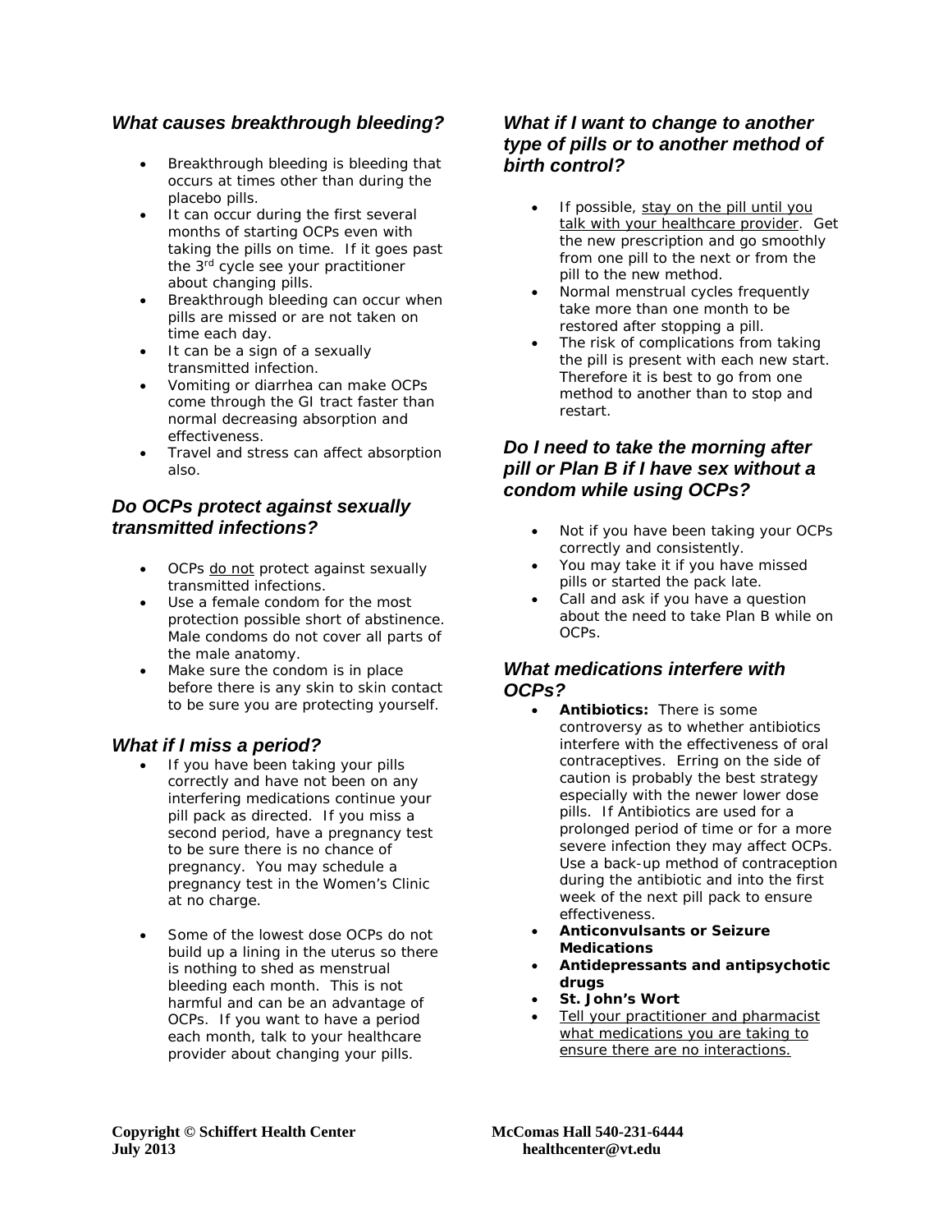## *What causes breakthrough bleeding?*

- Breakthrough bleeding is bleeding that occurs at times other than during the placebo pills.
- It can occur during the first several months of starting OCPs even with taking the pills on time. If it goes past the 3rd cycle see your practitioner about changing pills.
- Breakthrough bleeding can occur when pills are missed or are not taken on time each day.
- It can be a sign of a sexually transmitted infection.
- Vomiting or diarrhea can make OCPs come through the GI tract faster than normal decreasing absorption and effectiveness.
- Travel and stress can affect absorption also.

## *Do OCPs protect against sexually transmitted infections?*

- OCPs <u>do not</u> protect against sexually transmitted infections.
- Use a female condom for the most protection possible short of abstinence. Male condoms do not cover all parts of the male anatomy.
- Make sure the condom is in place before there is any skin to skin contact to be sure you are protecting yourself.

## *What if I miss a period?*

- If you have been taking your pills correctly and have not been on any interfering medications continue your pill pack as directed. If you miss a second period, have a pregnancy test to be sure there is no chance of pregnancy. You may schedule a pregnancy test in the Women's Clinic at no charge.

- Some of the lowest dose OCPs do not build up a lining in the uterus so there is nothing to shed as menstrual bleeding each month. This is not harmful and can be an advantage of OCPs. If you want to have a period each month, talk to your healthcare provider about changing your pills.

## *What if I want to change to another type of pills or to another method of birth control?*

- If possible, <u>stay on the pill until you talk with your healthcare provider</u>. Get the new prescription and go smoothly from one pill to the next or from the pill to the new method.
- Normal menstrual cycles frequently take more than one month to be restored after stopping a pill.
- The risk of complications from taking the pill is present with each new start. Therefore it is best to go from one method to another than to stop and restart.

## *Do I need to take the morning after pill or Plan B if I have sex without a condom while using OCPs?*

- Not if you have been taking your OCPs correctly and consistently.
- You may take it if you have missed pills or started the pack late.
- Call and ask if you have a question about the need to take Plan B while on OCPs.

## *What medications interfere with OCPs?*

- **Antibiotics:** There is some controversy as to whether antibiotics interfere with the effectiveness of oral contraceptives. Erring on the side of caution is probably the best strategy especially with the newer lower dose pills. If Antibiotics are used for a prolonged period of time or for a more severe infection they may affect OCPs. Use a back-up method of contraception during the antibiotic and into the first week of the next pill pack to ensure effectiveness.
- **Anticonvulsants or Seizure Medications**
- **Antidepressants and antipsychotic drugs**
- **St. John's Wort**
- <u>Tell your practitioner and pharmacist what medications you are taking to ensure there are no interactions.</u>

**Copyright © Schiffert Health Center**
**July 2013**

**McComas Hall 540-231-6444**
**healthcenter@vt.edu**